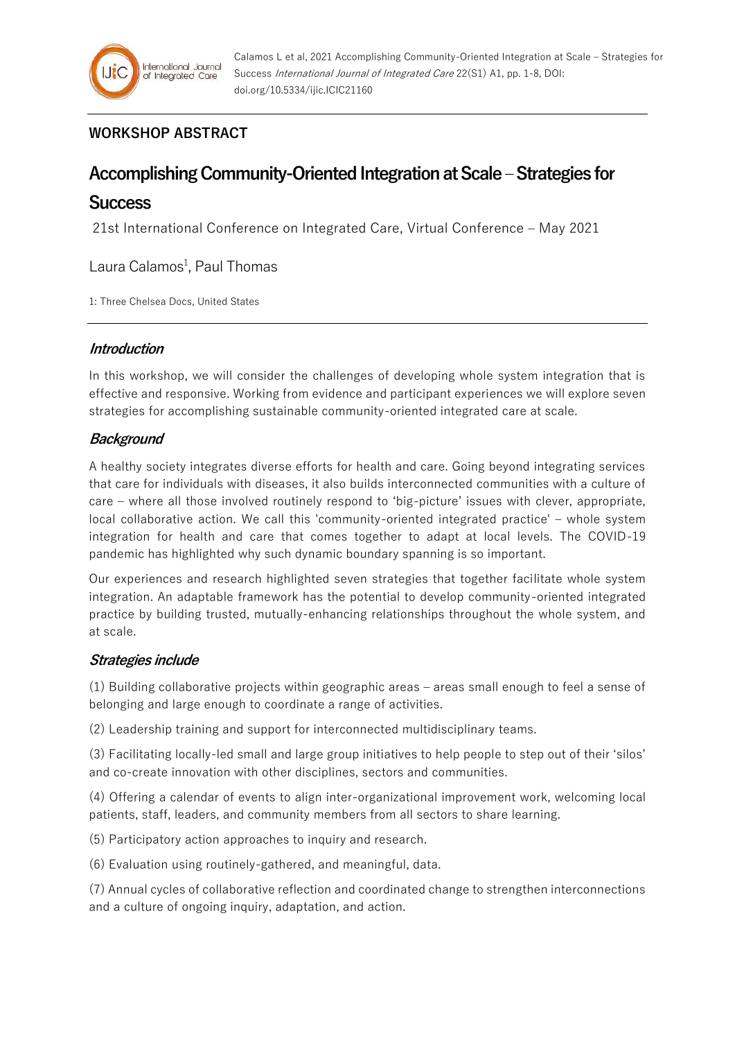## WORKSHOP ABSTRACT

# Accomplishing Community-Oriented Integration at Scale – Strategies for Success

21st International Conference on Integrated Care, Virtual Conference – May 2021

Laura Calamos[1], Paul Thomas

1: Three Chelsea Docs, United States

### *Introduction*

In this workshop, we will consider the challenges of developing whole system integration that is effective and responsive. Working from evidence and participant experiences we will explore seven strategies for accomplishing sustainable community-oriented integrated care at scale.

### *Background*

A healthy society integrates diverse efforts for health and care. Going beyond integrating services that care for individuals with diseases, it also builds interconnected communities with a culture of care – where all those involved routinely respond to 'big-picture' issues with clever, appropriate, local collaborative action. We call this 'community-oriented integrated practice' – whole system integration for health and care that comes together to adapt at local levels. The COVID-19 pandemic has highlighted why such dynamic boundary spanning is so important.

Our experiences and research highlighted seven strategies that together facilitate whole system integration. An adaptable framework has the potential to develop community-oriented integrated practice by building trusted, mutually-enhancing relationships throughout the whole system, and at scale.

### *Strategies include*

(1) Building collaborative projects within geographic areas – areas small enough to feel a sense of belonging and large enough to coordinate a range of activities.

(2) Leadership training and support for interconnected multidisciplinary teams.

(3) Facilitating locally-led small and large group initiatives to help people to step out of their 'silos' and co-create innovation with other disciplines, sectors and communities.

(4) Offering a calendar of events to align inter-organizational improvement work, welcoming local patients, staff, leaders, and community members from all sectors to share learning.

(5) Participatory action approaches to inquiry and research.

(6) Evaluation using routinely-gathered, and meaningful, data.

(7) Annual cycles of collaborative reflection and coordinated change to strengthen interconnections and a culture of ongoing inquiry, adaptation, and action.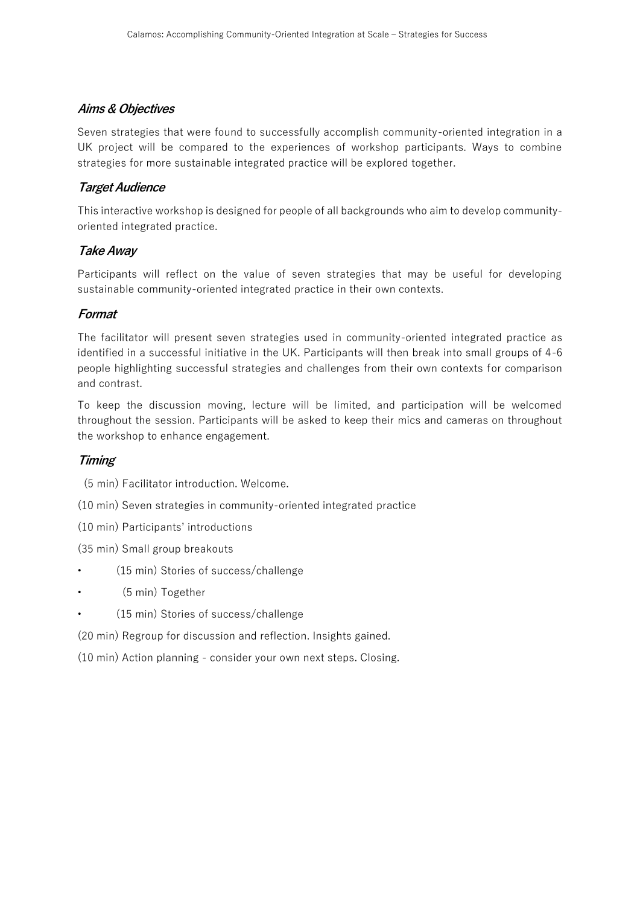### *Aims & Objectives*

Seven strategies that were found to successfully accomplish community-oriented integration in a UK project will be compared to the experiences of workshop participants. Ways to combine strategies for more sustainable integrated practice will be explored together.

### *Target Audience*

This interactive workshop is designed for people of all backgrounds who aim to develop community-oriented integrated practice.

### *Take Away*

Participants will reflect on the value of seven strategies that may be useful for developing sustainable community-oriented integrated practice in their own contexts.

### *Format*

The facilitator will present seven strategies used in community-oriented integrated practice as identified in a successful initiative in the UK. Participants will then break into small groups of 4-6 people highlighting successful strategies and challenges from their own contexts for comparison and contrast.

To keep the discussion moving, lecture will be limited, and participation will be welcomed throughout the session. Participants will be asked to keep their mics and cameras on throughout the workshop to enhance engagement.

### *Timing*

(5 min) Facilitator introduction. Welcome.

(10 min) Seven strategies in community-oriented integrated practice

(10 min) Participants' introductions

(35 min) Small group breakouts

- (15 min) Stories of success/challenge
- (5 min) Together
- (15 min) Stories of success/challenge

(20 min) Regroup for discussion and reflection. Insights gained.

(10 min) Action planning - consider your own next steps. Closing.